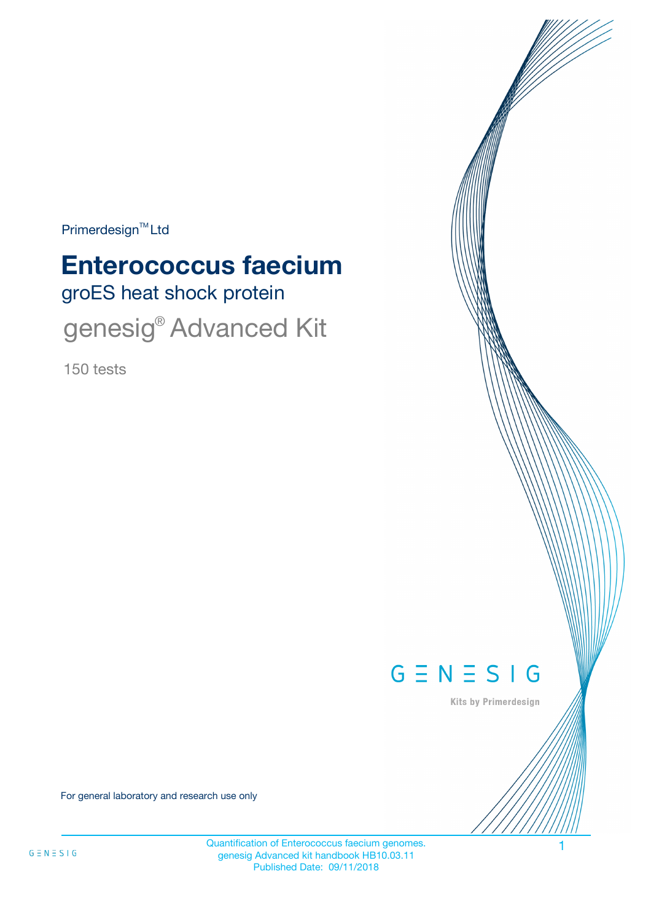Primerdesign™ Ltd

# Enterococcus faecium

## groES heat shock protein

## genesig® Advanced Kit

150 tests

GENESIG

Kits by Primerdesign

For general laboratory and research use only

Quantification of Enterococcus faecium genomes.
genesig Advanced kit handbook HB10.03.11
Published Date: 09/11/2018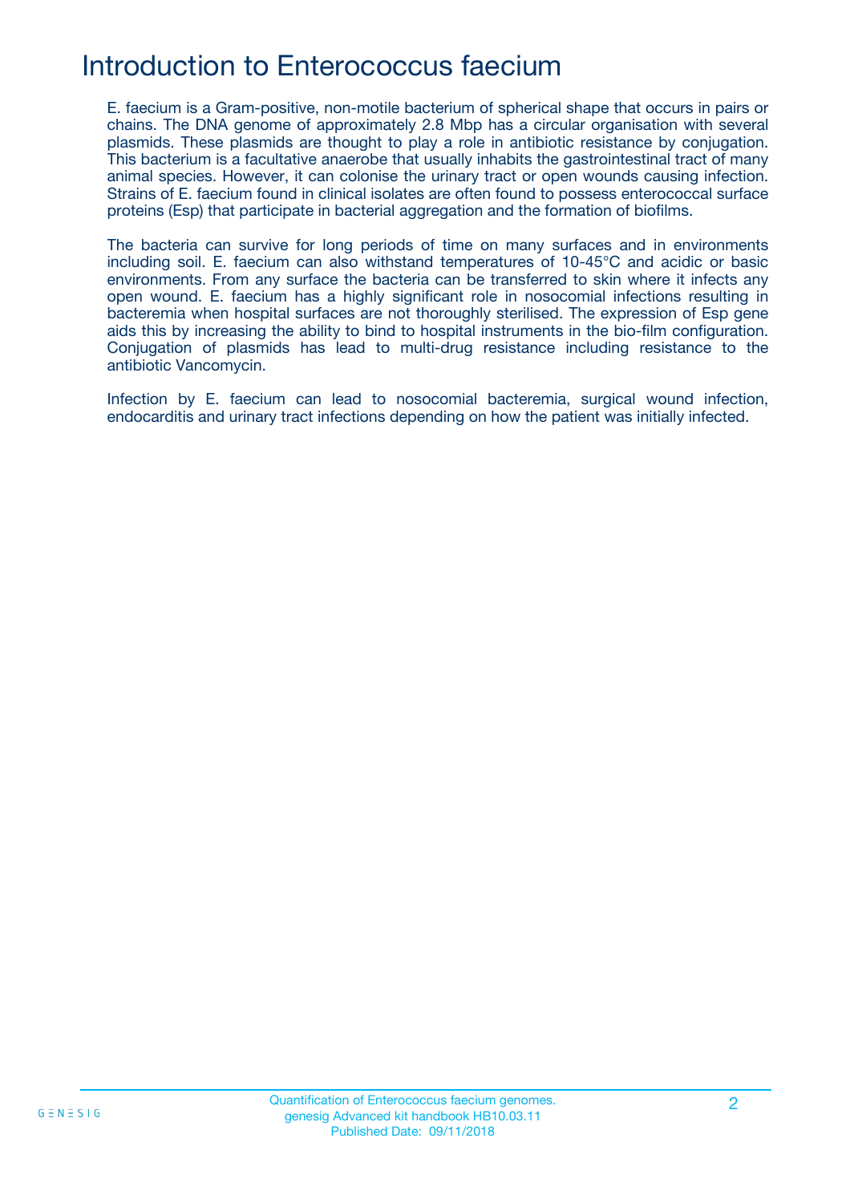# Introduction to Enterococcus faecium

E. faecium is a Gram-positive, non-motile bacterium of spherical shape that occurs in pairs or chains. The DNA genome of approximately 2.8 Mbp has a circular organisation with several plasmids. These plasmids are thought to play a role in antibiotic resistance by conjugation. This bacterium is a facultative anaerobe that usually inhabits the gastrointestinal tract of many animal species. However, it can colonise the urinary tract or open wounds causing infection. Strains of E. faecium found in clinical isolates are often found to possess enterococcal surface proteins (Esp) that participate in bacterial aggregation and the formation of biofilms.

The bacteria can survive for long periods of time on many surfaces and in environments including soil. E. faecium can also withstand temperatures of 10-45°C and acidic or basic environments. From any surface the bacteria can be transferred to skin where it infects any open wound. E. faecium has a highly significant role in nosocomial infections resulting in bacteremia when hospital surfaces are not thoroughly sterilised. The expression of Esp gene aids this by increasing the ability to bind to hospital instruments in the bio-film configuration. Conjugation of plasmids has lead to multi-drug resistance including resistance to the antibiotic Vancomycin.

Infection by E. faecium can lead to nosocomial bacteremia, surgical wound infection, endocarditis and urinary tract infections depending on how the patient was initially infected.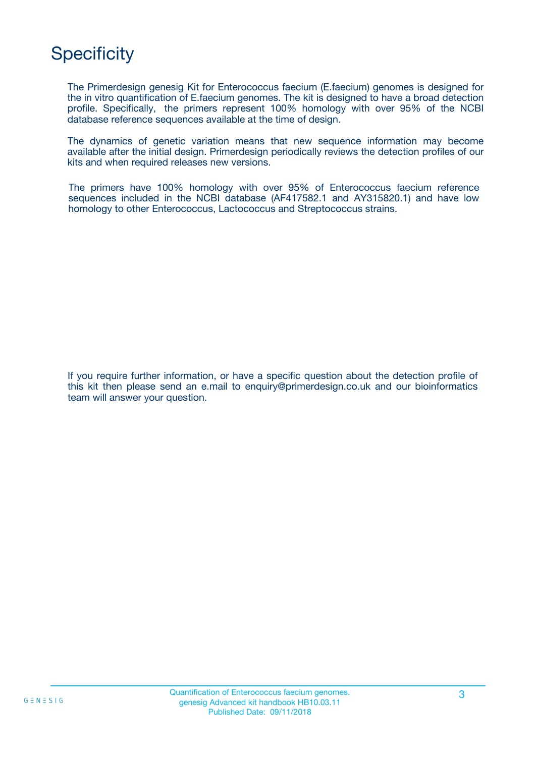# Specificity

The Primerdesign genesig Kit for Enterococcus faecium (E.faecium) genomes is designed for the in vitro quantification of E.faecium genomes. The kit is designed to have a broad detection profile. Specifically, the primers represent 100% homology with over 95% of the NCBI database reference sequences available at the time of design.

The dynamics of genetic variation means that new sequence information may become available after the initial design. Primerdesign periodically reviews the detection profiles of our kits and when required releases new versions.

The primers have 100% homology with over 95% of Enterococcus faecium reference sequences included in the NCBI database (AF417582.1 and AY315820.1) and have low homology to other Enterococcus, Lactococcus and Streptococcus strains.

If you require further information, or have a specific question about the detection profile of this kit then please send an e.mail to enquiry@primerdesign.co.uk and our bioinformatics team will answer your question.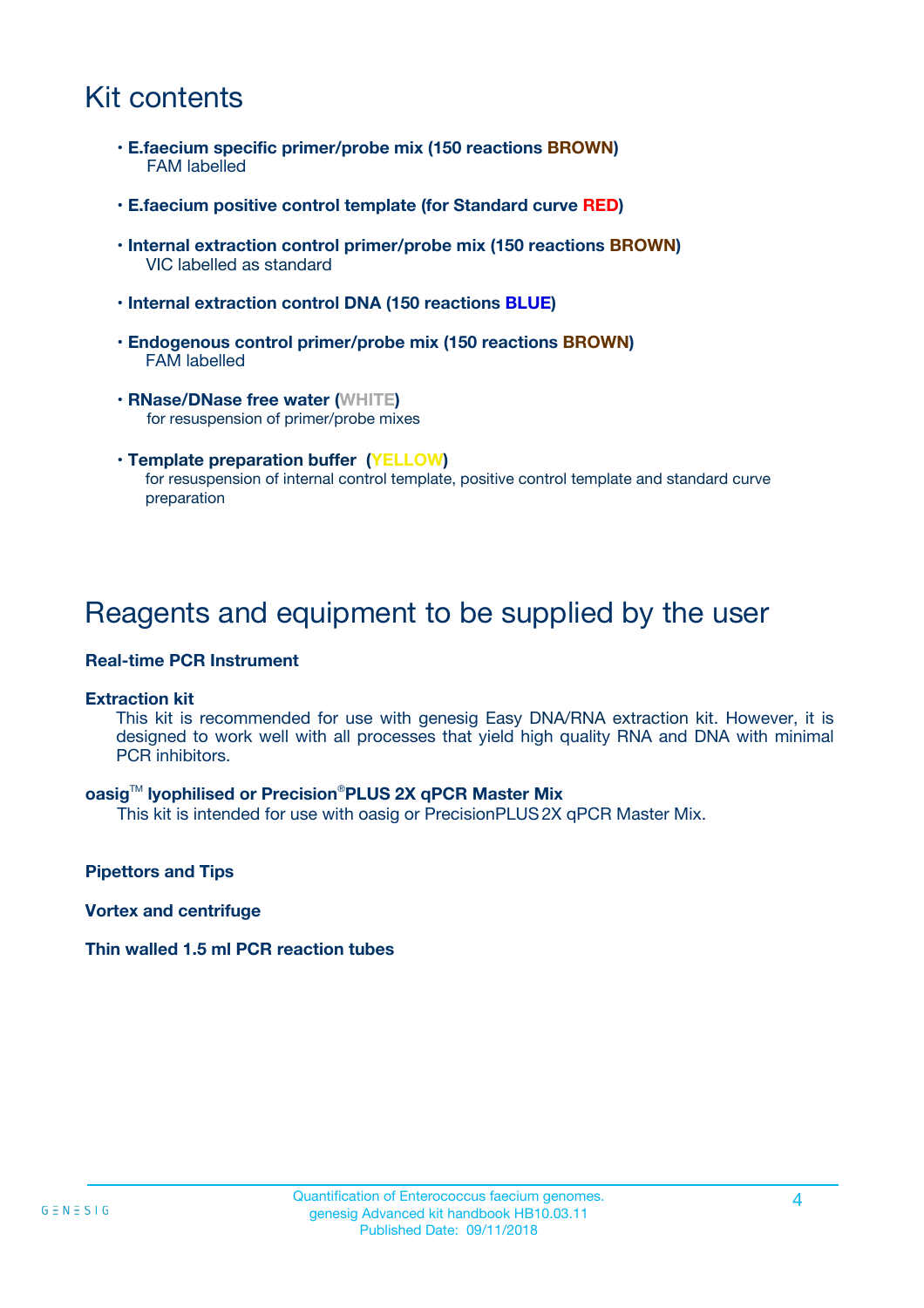# Kit contents

- **E.faecium specific primer/probe mix (150 reactions BROWN)**
  FAM labelled
- **E.faecium positive control template (for Standard curve RED)**
- **Internal extraction control primer/probe mix (150 reactions BROWN)**
  VIC labelled as standard
- **Internal extraction control DNA (150 reactions BLUE)**
- **Endogenous control primer/probe mix (150 reactions BROWN)**
  FAM labelled
- **RNase/DNase free water (WHITE)**
  for resuspension of primer/probe mixes
- **Template preparation buffer (YELLOW)**
  for resuspension of internal control template, positive control template and standard curve preparation

# Reagents and equipment to be supplied by the user

**Real-time PCR Instrument**

**Extraction kit**
This kit is recommended for use with genesig Easy DNA/RNA extraction kit. However, it is designed to work well with all processes that yield high quality RNA and DNA with minimal PCR inhibitors.

**oasig™ lyophilised or Precision®PLUS 2X qPCR Master Mix**
This kit is intended for use with oasig or PrecisionPLUS 2X qPCR Master Mix.

**Pipettors and Tips**

**Vortex and centrifuge**

**Thin walled 1.5 ml PCR reaction tubes**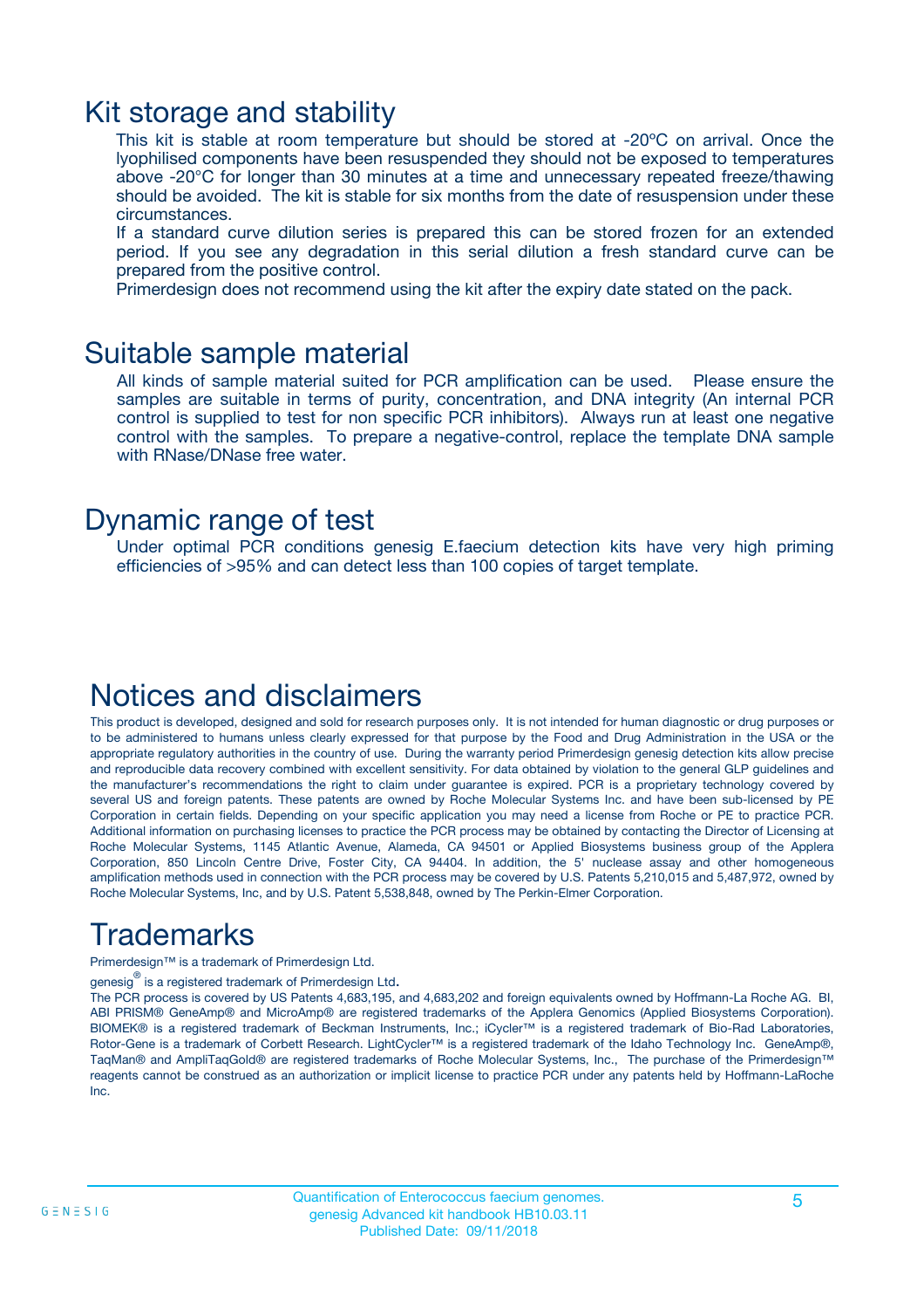## Kit storage and stability

This kit is stable at room temperature but should be stored at -20ºC on arrival. Once the lyophilised components have been resuspended they should not be exposed to temperatures above -20°C for longer than 30 minutes at a time and unnecessary repeated freeze/thawing should be avoided. The kit is stable for six months from the date of resuspension under these circumstances.

If a standard curve dilution series is prepared this can be stored frozen for an extended period. If you see any degradation in this serial dilution a fresh standard curve can be prepared from the positive control.

Primerdesign does not recommend using the kit after the expiry date stated on the pack.

## Suitable sample material

All kinds of sample material suited for PCR amplification can be used. Please ensure the samples are suitable in terms of purity, concentration, and DNA integrity (An internal PCR control is supplied to test for non specific PCR inhibitors). Always run at least one negative control with the samples. To prepare a negative-control, replace the template DNA sample with RNase/DNase free water.

## Dynamic range of test

Under optimal PCR conditions genesig E.faecium detection kits have very high priming efficiencies of >95% and can detect less than 100 copies of target template.

## Notices and disclaimers

This product is developed, designed and sold for research purposes only. It is not intended for human diagnostic or drug purposes or to be administered to humans unless clearly expressed for that purpose by the Food and Drug Administration in the USA or the appropriate regulatory authorities in the country of use. During the warranty period Primerdesign genesig detection kits allow precise and reproducible data recovery combined with excellent sensitivity. For data obtained by violation to the general GLP guidelines and the manufacturer's recommendations the right to claim under guarantee is expired. PCR is a proprietary technology covered by several US and foreign patents. These patents are owned by Roche Molecular Systems Inc. and have been sub-licensed by PE Corporation in certain fields. Depending on your specific application you may need a license from Roche or PE to practice PCR. Additional information on purchasing licenses to practice the PCR process may be obtained by contacting the Director of Licensing at Roche Molecular Systems, 1145 Atlantic Avenue, Alameda, CA 94501 or Applied Biosystems business group of the Applera Corporation, 850 Lincoln Centre Drive, Foster City, CA 94404. In addition, the 5' nuclease assay and other homogeneous amplification methods used in connection with the PCR process may be covered by U.S. Patents 5,210,015 and 5,487,972, owned by Roche Molecular Systems, Inc, and by U.S. Patent 5,538,848, owned by The Perkin-Elmer Corporation.

## Trademarks

Primerdesign™ is a trademark of Primerdesign Ltd.

genesig® is a registered trademark of Primerdesign Ltd.

The PCR process is covered by US Patents 4,683,195, and 4,683,202 and foreign equivalents owned by Hoffmann-La Roche AG. BI, ABI PRISM® GeneAmp® and MicroAmp® are registered trademarks of the Applera Genomics (Applied Biosystems Corporation). BIOMEK® is a registered trademark of Beckman Instruments, Inc.; iCycler™ is a registered trademark of Bio-Rad Laboratories, Rotor-Gene is a trademark of Corbett Research. LightCycler™ is a registered trademark of the Idaho Technology Inc. GeneAmp®, TaqMan® and AmpliTaqGold® are registered trademarks of Roche Molecular Systems, Inc., The purchase of the Primerdesign™ reagents cannot be construed as an authorization or implicit license to practice PCR under any patents held by Hoffmann-LaRoche Inc.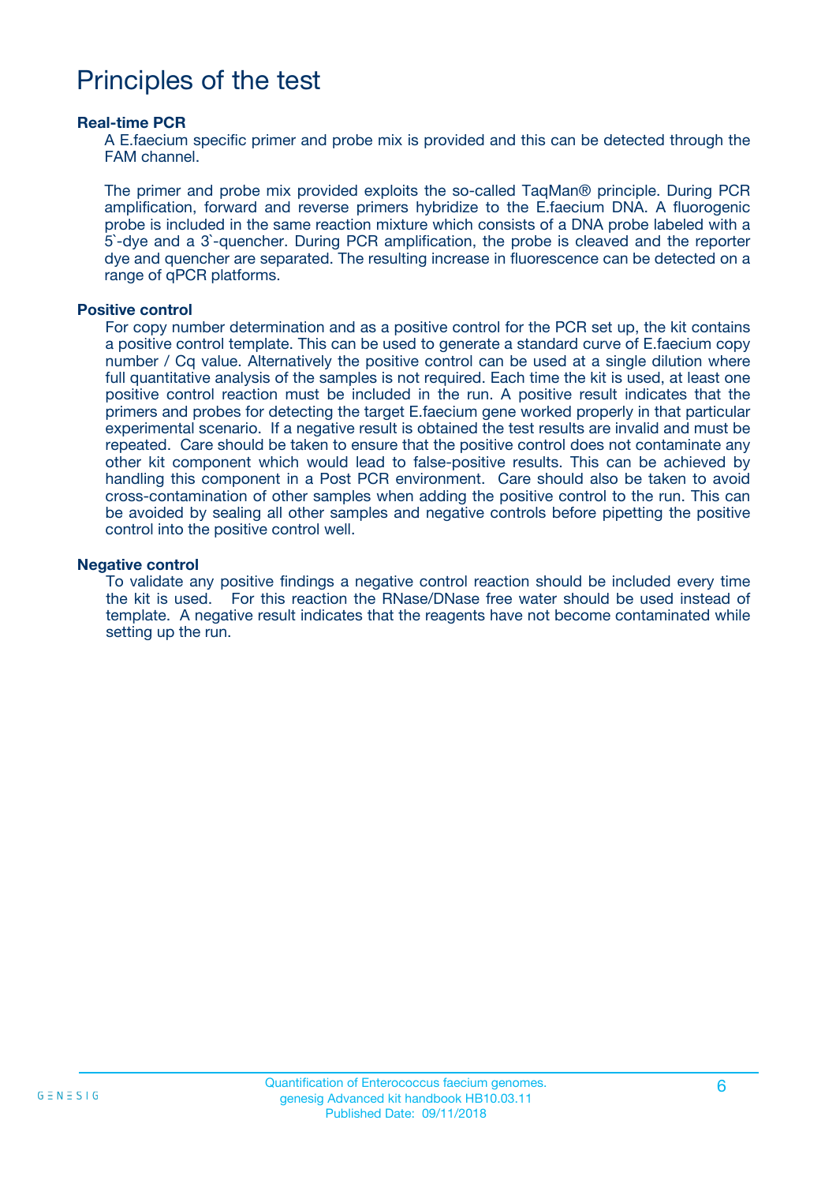# Principles of the test

### Real-time PCR

A E.faecium specific primer and probe mix is provided and this can be detected through the FAM channel.

The primer and probe mix provided exploits the so-called TaqMan® principle. During PCR amplification, forward and reverse primers hybridize to the E.faecium DNA. A fluorogenic probe is included in the same reaction mixture which consists of a DNA probe labeled with a 5`-dye and a 3`-quencher. During PCR amplification, the probe is cleaved and the reporter dye and quencher are separated. The resulting increase in fluorescence can be detected on a range of qPCR platforms.

### Positive control

For copy number determination and as a positive control for the PCR set up, the kit contains a positive control template. This can be used to generate a standard curve of E.faecium copy number / Cq value. Alternatively the positive control can be used at a single dilution where full quantitative analysis of the samples is not required. Each time the kit is used, at least one positive control reaction must be included in the run. A positive result indicates that the primers and probes for detecting the target E.faecium gene worked properly in that particular experimental scenario. If a negative result is obtained the test results are invalid and must be repeated. Care should be taken to ensure that the positive control does not contaminate any other kit component which would lead to false-positive results. This can be achieved by handling this component in a Post PCR environment. Care should also be taken to avoid cross-contamination of other samples when adding the positive control to the run. This can be avoided by sealing all other samples and negative controls before pipetting the positive control into the positive control well.

### Negative control

To validate any positive findings a negative control reaction should be included every time the kit is used. For this reaction the RNase/DNase free water should be used instead of template. A negative result indicates that the reagents have not become contaminated while setting up the run.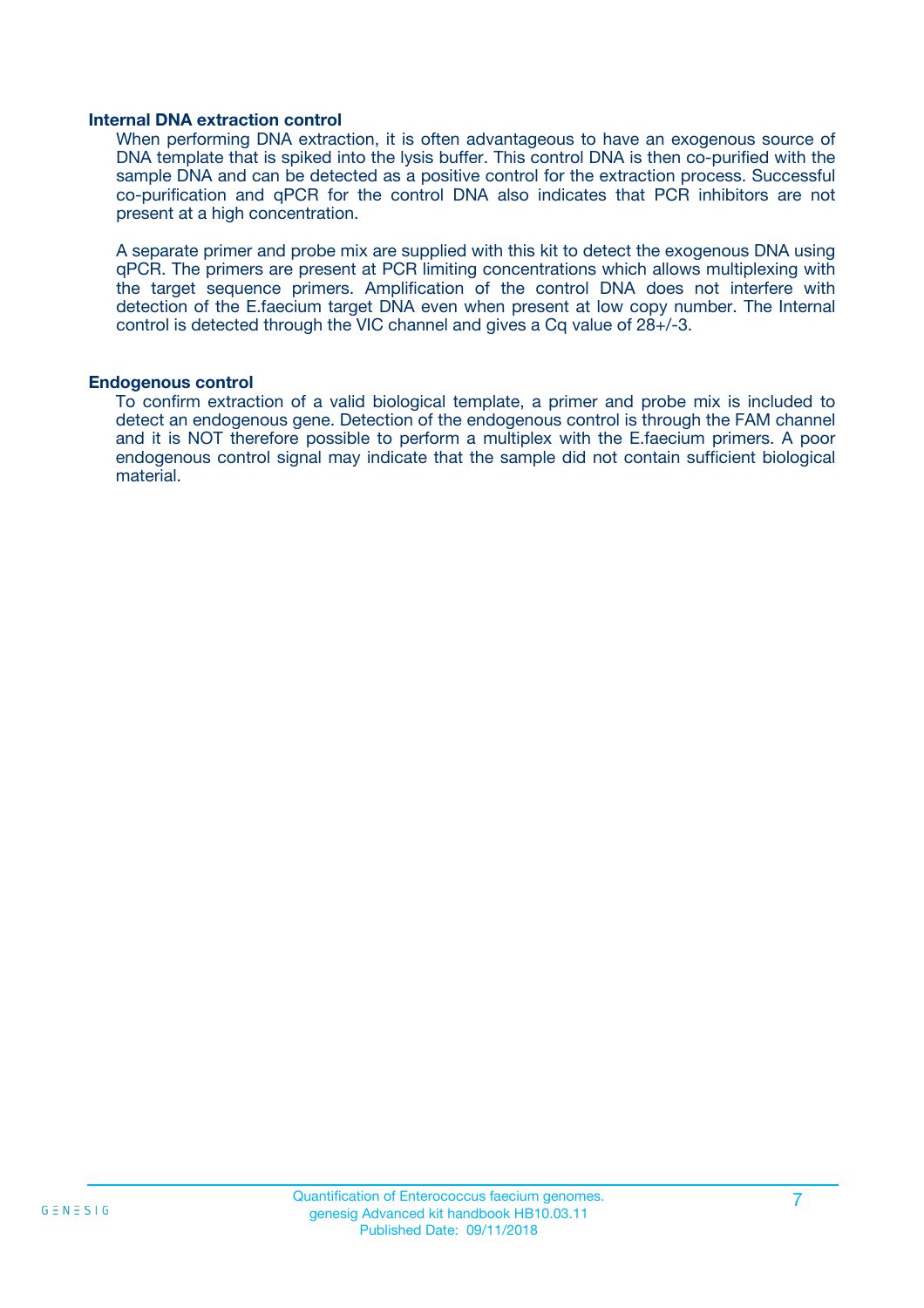### Internal DNA extraction control

When performing DNA extraction, it is often advantageous to have an exogenous source of DNA template that is spiked into the lysis buffer. This control DNA is then co-purified with the sample DNA and can be detected as a positive control for the extraction process. Successful co-purification and qPCR for the control DNA also indicates that PCR inhibitors are not present at a high concentration.

A separate primer and probe mix are supplied with this kit to detect the exogenous DNA using qPCR. The primers are present at PCR limiting concentrations which allows multiplexing with the target sequence primers. Amplification of the control DNA does not interfere with detection of the E.faecium target DNA even when present at low copy number. The Internal control is detected through the VIC channel and gives a Cq value of 28+/-3.

### Endogenous control

To confirm extraction of a valid biological template, a primer and probe mix is included to detect an endogenous gene. Detection of the endogenous control is through the FAM channel and it is NOT therefore possible to perform a multiplex with the E.faecium primers. A poor endogenous control signal may indicate that the sample did not contain sufficient biological material.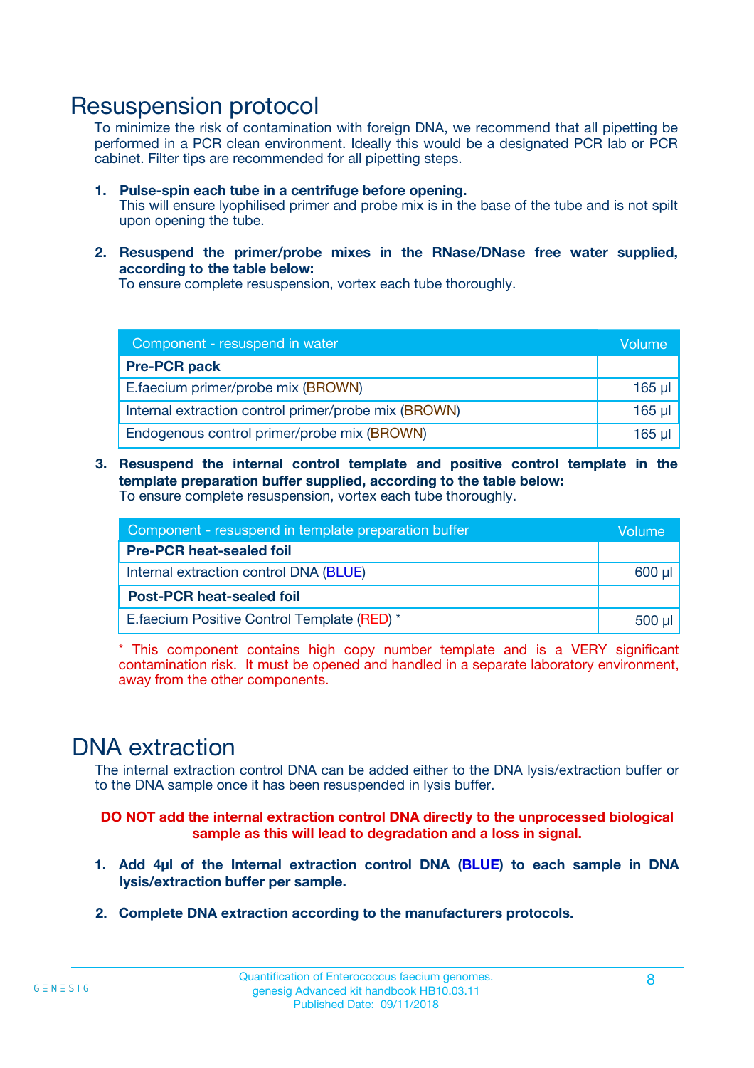# Resuspension protocol

To minimize the risk of contamination with foreign DNA, we recommend that all pipetting be performed in a PCR clean environment. Ideally this would be a designated PCR lab or PCR cabinet. Filter tips are recommended for all pipetting steps.

1. **Pulse-spin each tube in a centrifuge before opening.**
   This will ensure lyophilised primer and probe mix is in the base of the tube and is not spilt upon opening the tube.

2. **Resuspend the primer/probe mixes in the RNase/DNase free water supplied, according to the table below:**
   To ensure complete resuspension, vortex each tube thoroughly.

| Component - resuspend in water | Volume |
|---|---|
| **Pre-PCR pack** | |
| E.faecium primer/probe mix (BROWN) | 165 µl |
| Internal extraction control primer/probe mix (BROWN) | 165 µl |
| Endogenous control primer/probe mix (BROWN) | 165 µl |

3. **Resuspend the internal control template and positive control template in the template preparation buffer supplied, according to the table below:**
   To ensure complete resuspension, vortex each tube thoroughly.

| Component - resuspend in template preparation buffer | Volume |
|---|---|
| **Pre-PCR heat-sealed foil** | |
| Internal extraction control DNA (BLUE) | 600 µl |
| **Post-PCR heat-sealed foil** | |
| E.faecium Positive Control Template (RED) * | 500 µl |

\* This component contains high copy number template and is a VERY significant contamination risk. It must be opened and handled in a separate laboratory environment, away from the other components.

# DNA extraction

The internal extraction control DNA can be added either to the DNA lysis/extraction buffer or to the DNA sample once it has been resuspended in lysis buffer.

**DO NOT add the internal extraction control DNA directly to the unprocessed biological sample as this will lead to degradation and a loss in signal.**

1. **Add 4µl of the Internal extraction control DNA (BLUE) to each sample in DNA lysis/extraction buffer per sample.**

2. **Complete DNA extraction according to the manufacturers protocols.**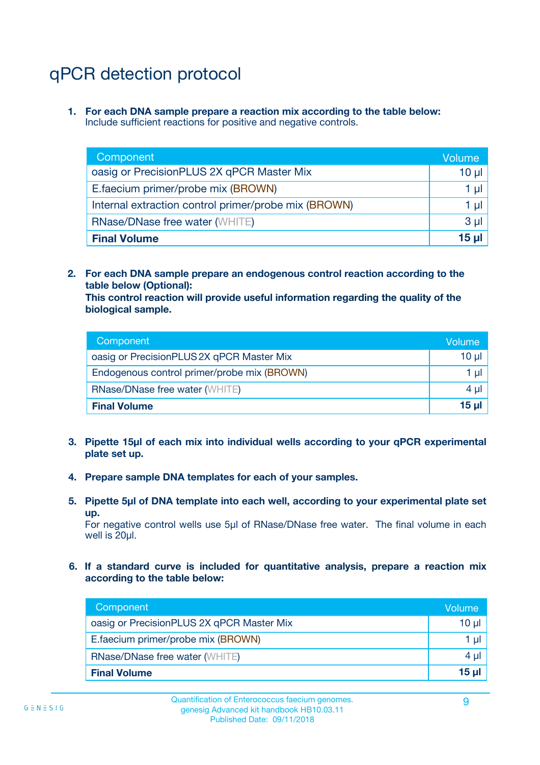# qPCR detection protocol

1. **For each DNA sample prepare a reaction mix according to the table below:**
   Include sufficient reactions for positive and negative controls.

| Component | Volume |
|---|---|
| oasig or PrecisionPLUS 2X qPCR Master Mix | 10 µl |
| E.faecium primer/probe mix (BROWN) | 1 µl |
| Internal extraction control primer/probe mix (BROWN) | 1 µl |
| RNase/DNase free water (WHITE) | 3 µl |
| **Final Volume** | **15 µl** |

2. **For each DNA sample prepare an endogenous control reaction according to the table below (Optional):**
   **This control reaction will provide useful information regarding the quality of the biological sample.**

| Component | Volume |
|---|---|
| oasig or PrecisionPLUS 2X qPCR Master Mix | 10 µl |
| Endogenous control primer/probe mix (BROWN) | 1 µl |
| RNase/DNase free water (WHITE) | 4 µl |
| **Final Volume** | **15 µl** |

3. **Pipette 15µl of each mix into individual wells according to your qPCR experimental plate set up.**

4. **Prepare sample DNA templates for each of your samples.**

5. **Pipette 5µl of DNA template into each well, according to your experimental plate set up.**
   For negative control wells use 5µl of RNase/DNase free water. The final volume in each well is 20µl.

6. **If a standard curve is included for quantitative analysis, prepare a reaction mix according to the table below:**

| Component | Volume |
|---|---|
| oasig or PrecisionPLUS 2X qPCR Master Mix | 10 µl |
| E.faecium primer/probe mix (BROWN) | 1 µl |
| RNase/DNase free water (WHITE) | 4 µl |
| **Final Volume** | **15 µl** |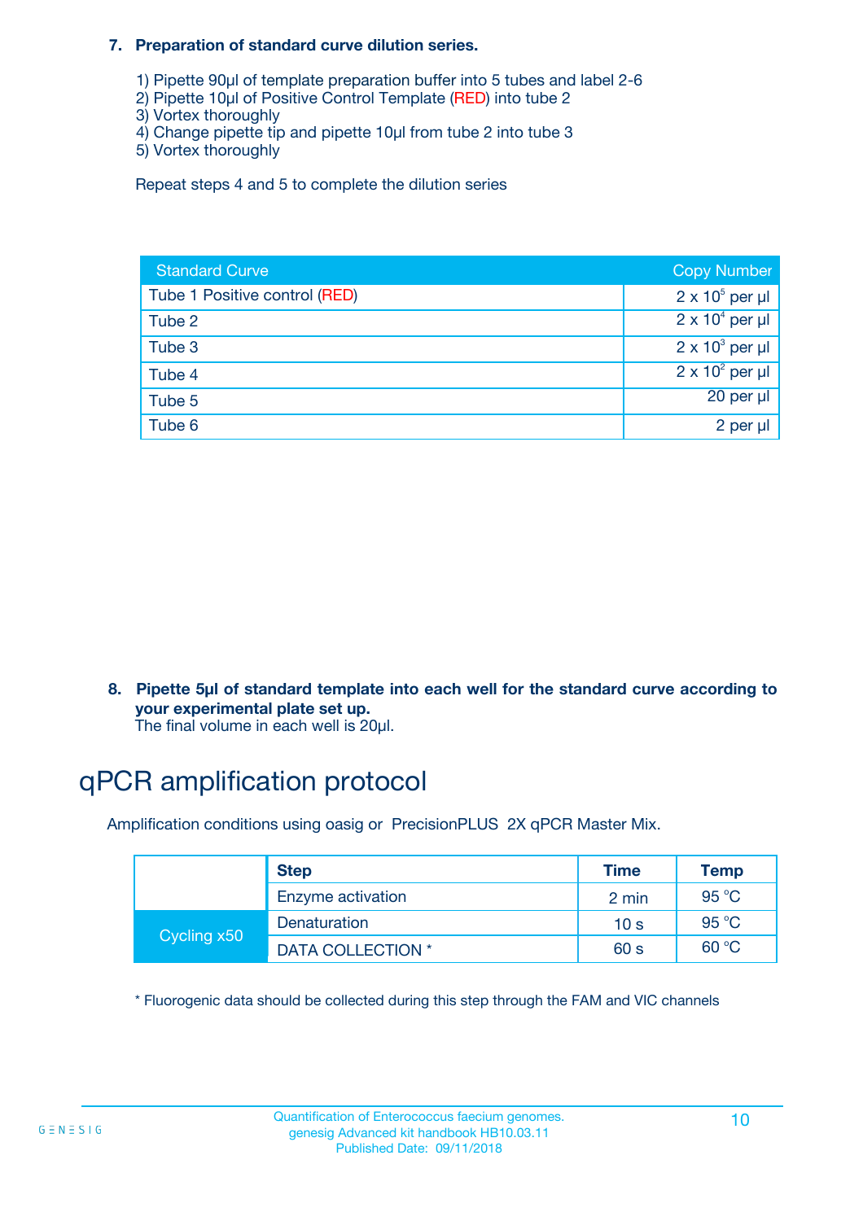**7. Preparation of standard curve dilution series.**

1) Pipette 90µl of template preparation buffer into 5 tubes and label 2-6
2) Pipette 10µl of Positive Control Template (RED) into tube 2
3) Vortex thoroughly
4) Change pipette tip and pipette 10µl from tube 2 into tube 3
5) Vortex thoroughly

Repeat steps 4 and 5 to complete the dilution series

| Standard Curve | Copy Number |
|---|---|
| Tube 1 Positive control (RED) | $2 \times 10^5$ per µl |
| Tube 2 | $2 \times 10^4$ per µl |
| Tube 3 | $2 \times 10^3$ per µl |
| Tube 4 | $2 \times 10^2$ per µl |
| Tube 5 | 20 per µl |
| Tube 6 | 2 per µl |

**8. Pipette 5µl of standard template into each well for the standard curve according to your experimental plate set up.**
The final volume in each well is 20µl.

# qPCR amplification protocol

Amplification conditions using oasig or PrecisionPLUS 2X qPCR Master Mix.

| | Step | Time | Temp |
|---|---|---|---|
| | Enzyme activation | 2 min | 95 °C |
| Cycling x50 | Denaturation | 10 s | 95 °C |
| | DATA COLLECTION * | 60 s | 60 °C |

* Fluorogenic data should be collected during this step through the FAM and VIC channels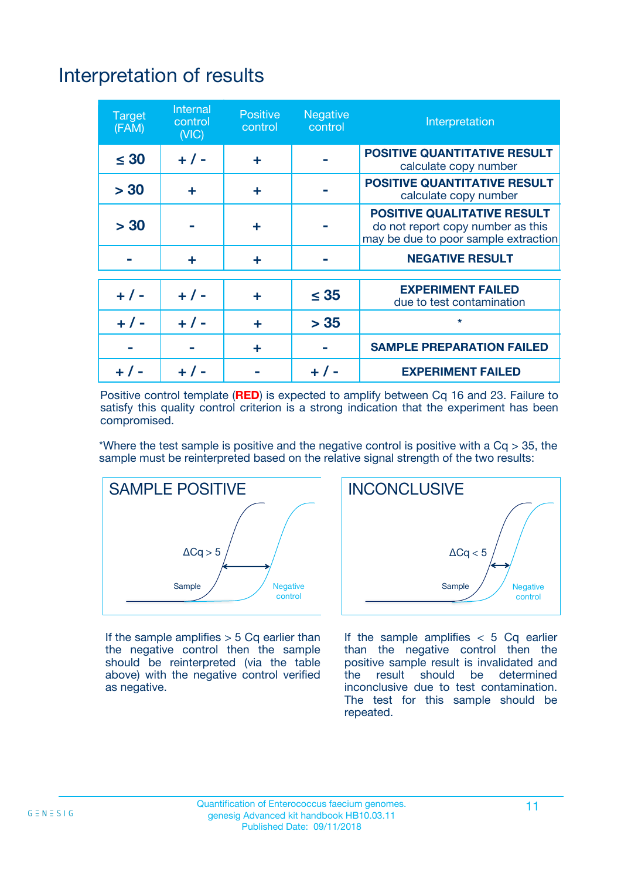# Interpretation of results

| Target (FAM) | Internal control (VIC) | Positive control | Negative control | Interpretation |
|---|---|---|---|---|
| ≤ 30 | + / - | + | - | **POSITIVE QUANTITATIVE RESULT** calculate copy number |
| > 30 | + | + | - | **POSITIVE QUANTITATIVE RESULT** calculate copy number |
| > 30 | - | + | - | **POSITIVE QUALITATIVE RESULT** do not report copy number as this may be due to poor sample extraction |
| - | + | + | - | **NEGATIVE RESULT** |
| + / - | + / - | + | ≤ 35 | **EXPERIMENT FAILED** due to test contamination |
| + / - | + / - | + | > 35 | * |
| - | - | + | - | **SAMPLE PREPARATION FAILED** |
| + / - | + / - | - | + / - | **EXPERIMENT FAILED** |

Positive control template (**RED**) is expected to amplify between Cq 16 and 23. Failure to satisfy this quality control criterion is a strong indication that the experiment has been compromised.

*Where the test sample is positive and the negative control is positive with a Cq > 35, the sample must be reinterpreted based on the relative signal strength of the two results:

**SAMPLE POSITIVE**

ΔCq > 5

Sample — Negative control

If the sample amplifies > 5 Cq earlier than the negative control then the sample should be reinterpreted (via the table above) with the negative control verified as negative.

**INCONCLUSIVE**

ΔCq < 5

Sample — Negative control

If the sample amplifies < 5 Cq earlier than the negative control then the positive sample result is invalidated and the result should be determined inconclusive due to test contamination. The test for this sample should be repeated.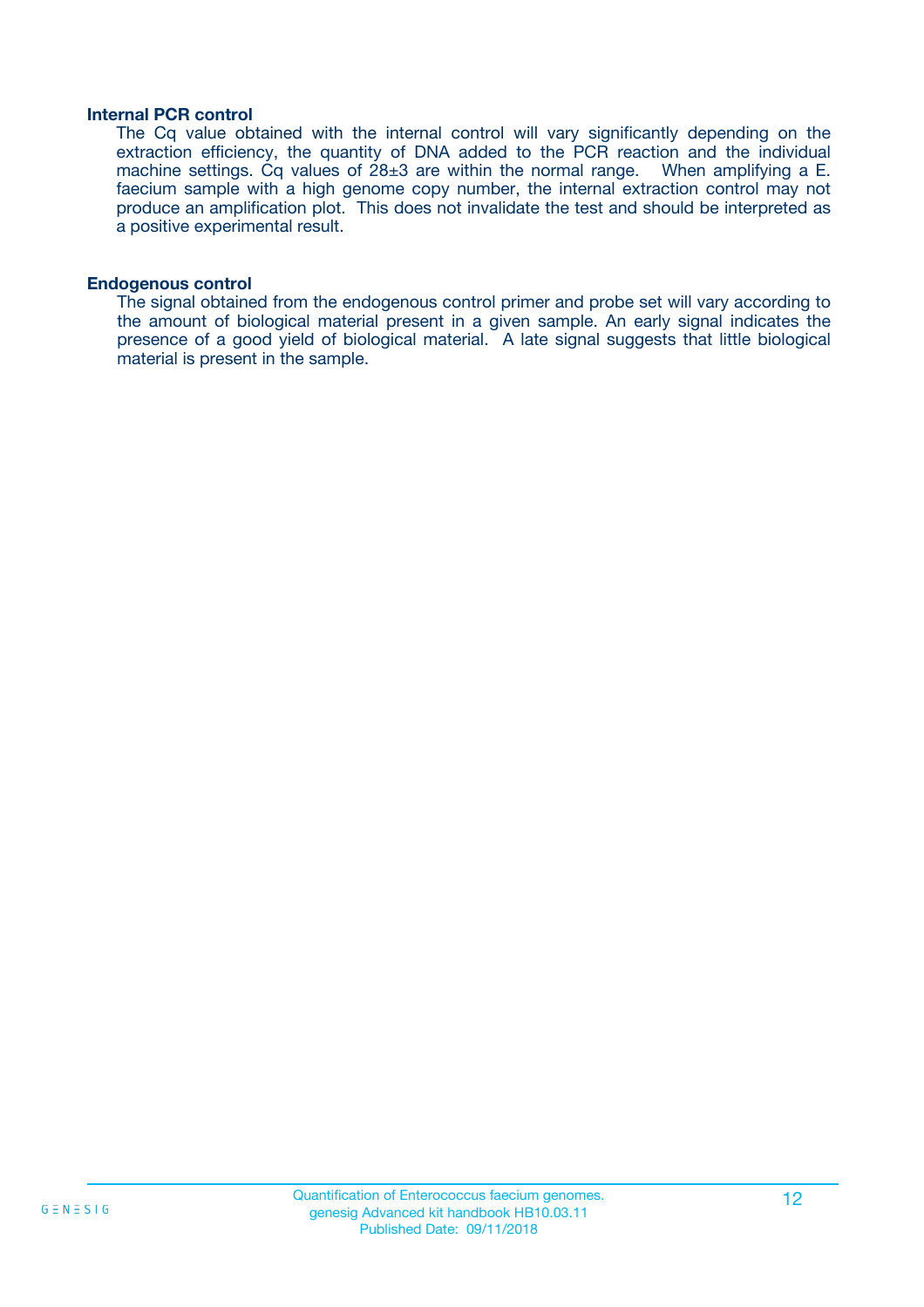### Internal PCR control

The Cq value obtained with the internal control will vary significantly depending on the extraction efficiency, the quantity of DNA added to the PCR reaction and the individual machine settings. Cq values of 28±3 are within the normal range. When amplifying a E. faecium sample with a high genome copy number, the internal extraction control may not produce an amplification plot. This does not invalidate the test and should be interpreted as a positive experimental result.

### Endogenous control

The signal obtained from the endogenous control primer and probe set will vary according to the amount of biological material present in a given sample. An early signal indicates the presence of a good yield of biological material. A late signal suggests that little biological material is present in the sample.